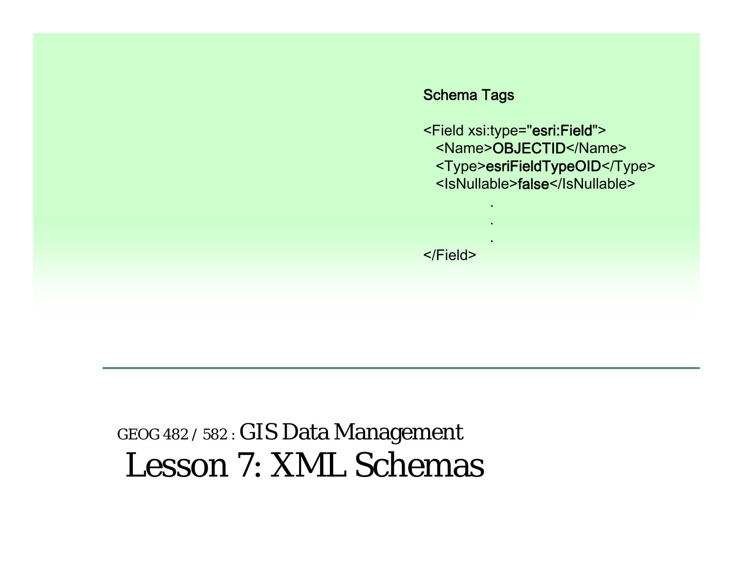Schema Tags

```
<Field xsi:type="esri:Field">
  <Name>OBJECTID</Name>
  <Type>esriFieldTypeOID</Type>
  <IsNullable>false</IsNullable>
          .
          .
          .
</Field>
```

GEOG 482 / 582 : GIS Data Management

# Lesson 7: XML Schemas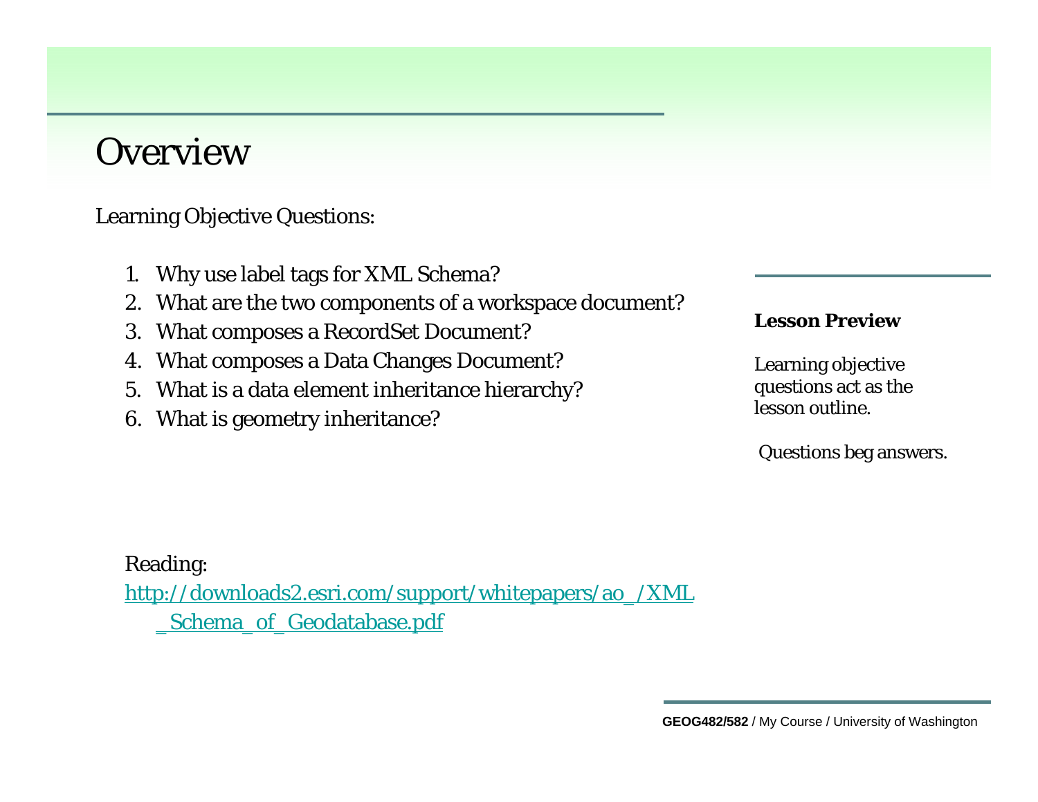# Overview

Learning Objective Questions:

1. Why use label tags for XML Schema?
2. What are the two components of a workspace document?
3. What composes a RecordSet Document?
4. What composes a Data Changes Document?
5. What is a data element inheritance hierarchy?
6. What is geometry inheritance?

**Lesson Preview**

Learning objective questions act as the lesson outline.

Questions beg answers.

Reading:
http://downloads2.esri.com/support/whitepapers/ao_/XML_Schema_of_Geodatabase.pdf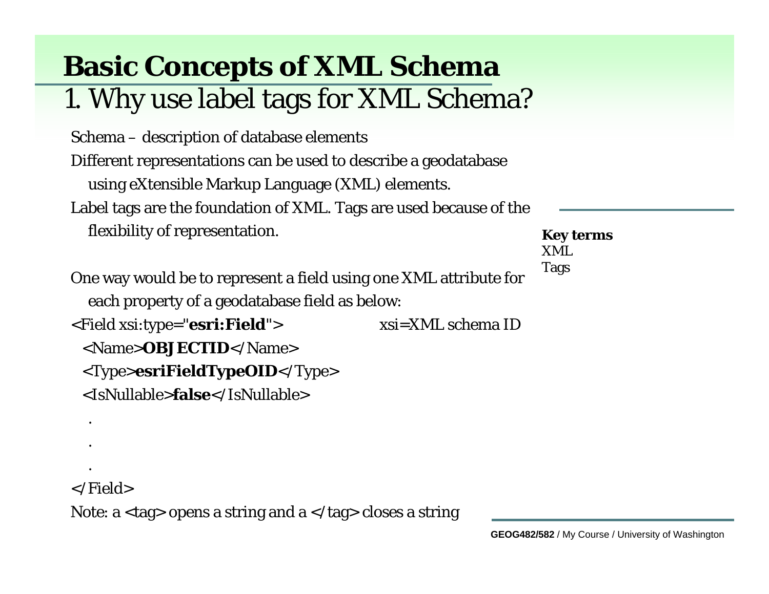# Basic Concepts of XML Schema

## 1. Why use label tags for XML Schema?

Schema – description of database elements

Different representations can be used to describe a geodatabase using eXtensible Markup Language (XML) elements.

Label tags are the foundation of XML. Tags are used because of the flexibility of representation.

**Key terms**
XML
Tags

One way would be to represent a field using one XML attribute for each property of a geodatabase field as below:

```
<Field xsi:type="esri:Field">                xsi=XML schema ID
  <Name>OBJECTID</Name>
  <Type>esriFieldTypeOID</Type>
  <IsNullable>false</IsNullable>
    .
    .
    .
</Field>
```

Note: a <tag> opens a string and a </tag> closes a string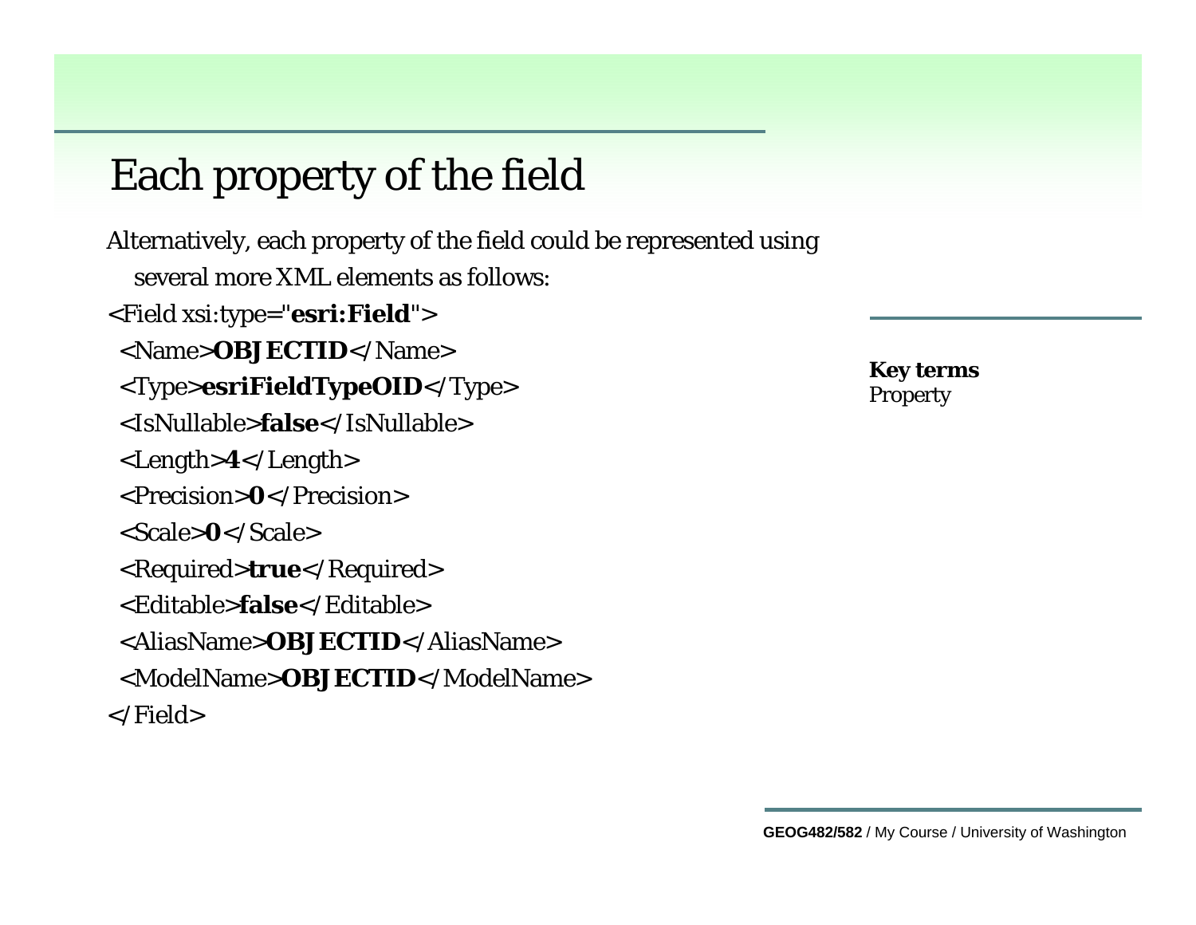# Each property of the field

Alternatively, each property of the field could be represented using several more XML elements as follows:

```
<Field xsi:type="esri:Field">
  <Name>OBJECTID</Name>
  <Type>esriFieldTypeOID</Type>
  <IsNullable>false</IsNullable>
  <Length>4</Length>
  <Precision>0</Precision>
  <Scale>0</Scale>
  <Required>true</Required>
  <Editable>false</Editable>
  <AliasName>OBJECTID</AliasName>
  <ModelName>OBJECTID</ModelName>
</Field>
```

**Key terms**
Property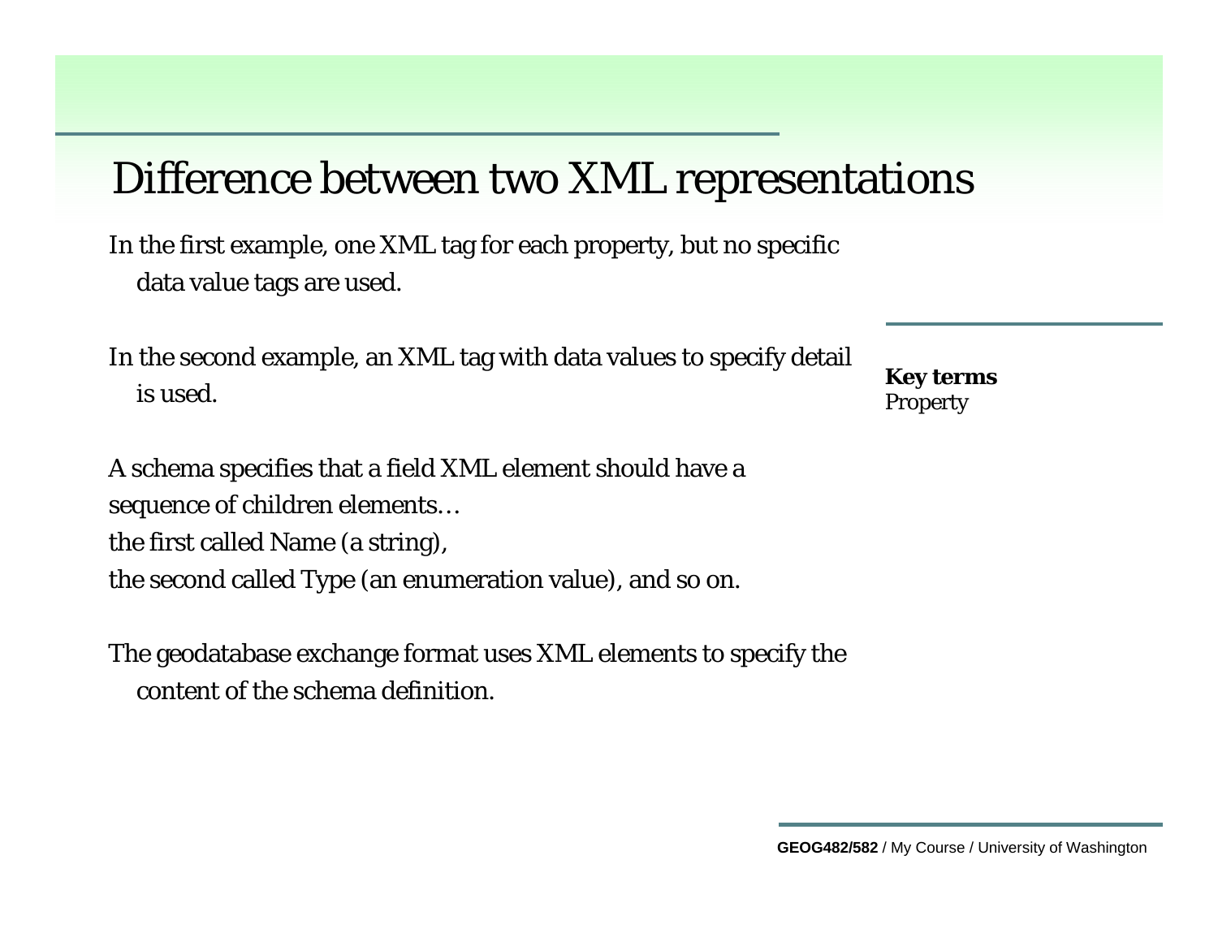# Difference between two XML representations

In the first example, one XML tag for each property, but no specific data value tags are used.

In the second example, an XML tag with data values to specify detail is used.

A schema specifies that a field XML element should have a sequence of children elements…
the first called Name (a string),
the second called Type (an enumeration value), and so on.

The geodatabase exchange format uses XML elements to specify the content of the schema definition.

**Key terms**
Property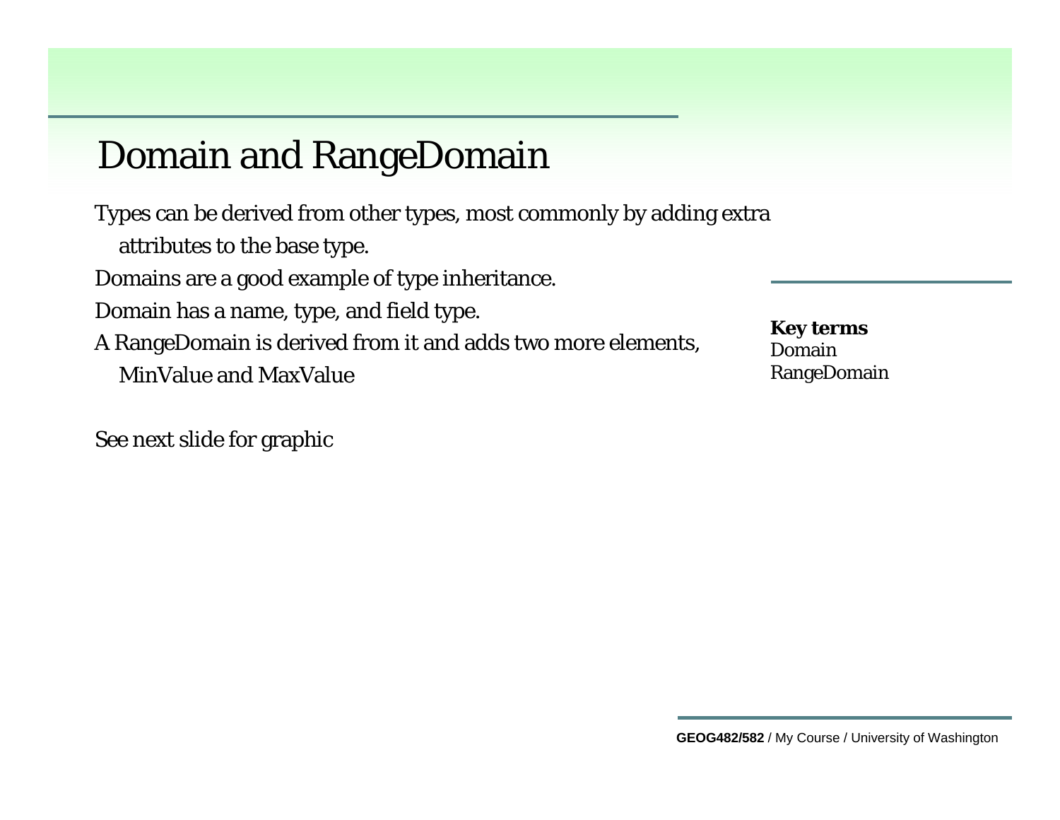# Domain and RangeDomain

Types can be derived from other types, most commonly by adding extra attributes to the base type.

Domains are a good example of type inheritance.

Domain has a name, type, and field type.

A RangeDomain is derived from it and adds two more elements, MinValue and MaxValue

See next slide for graphic

**Key terms**
Domain
RangeDomain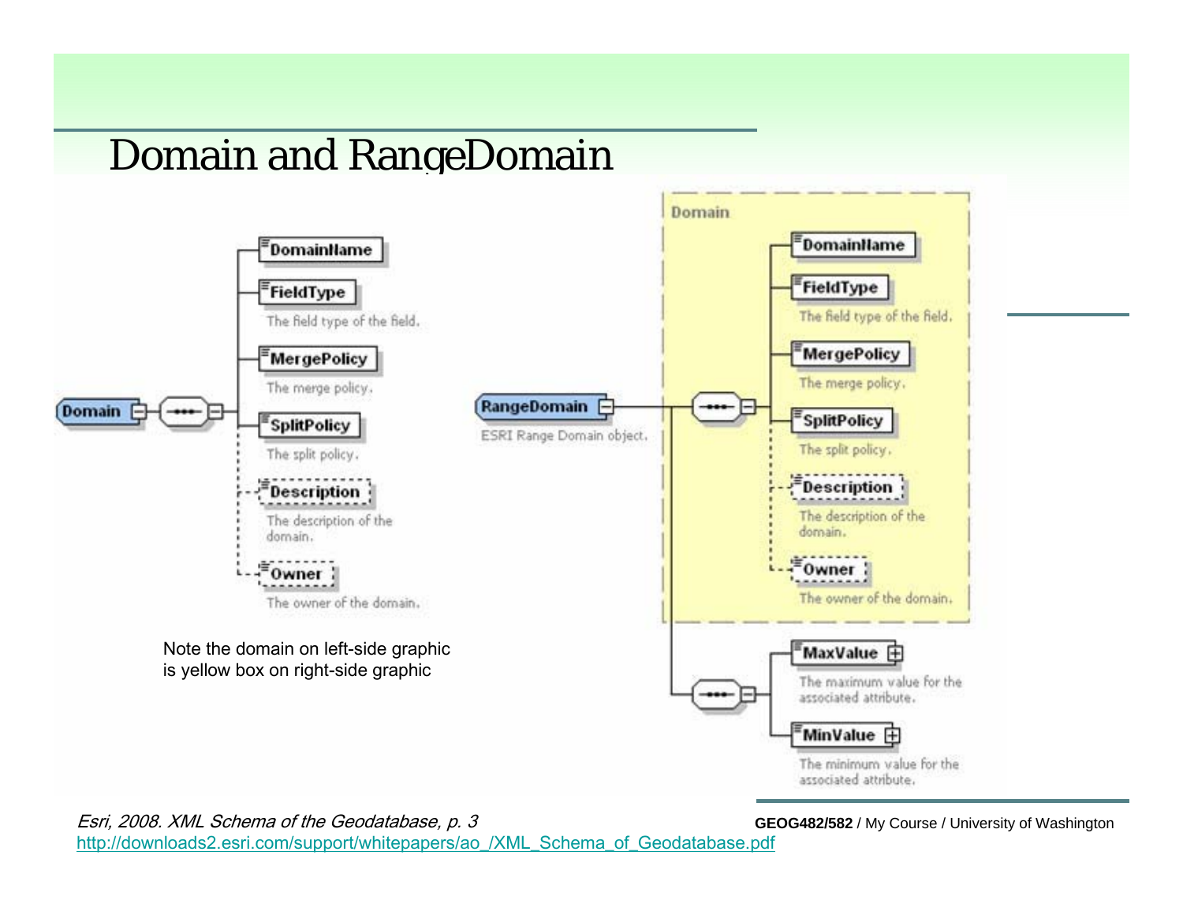# Domain and RangeDomain

**Domain**
- DomainName
- FieldType — The field type of the field.
- MergePolicy — The merge policy.
- SplitPolicy — The split policy.
- Description — The description of the domain.
- Owner — The owner of the domain.

**RangeDomain** — ESRI Range Domain object.
- Domain
  - DomainName
  - FieldType — The field type of the field.
  - MergePolicy — The merge policy.
  - SplitPolicy — The split policy.
  - Description — The description of the domain.
  - Owner — The owner of the domain.
- MaxValue — The maximum value for the associated attribute.
- MinValue — The minimum value for the associated attribute.

Note the domain on left-side graphic is yellow box on right-side graphic

*Esri, 2008. XML Schema of the Geodatabase, p. 3*
http://downloads2.esri.com/support/whitepapers/ao_/XML_Schema_of_Geodatabase.pdf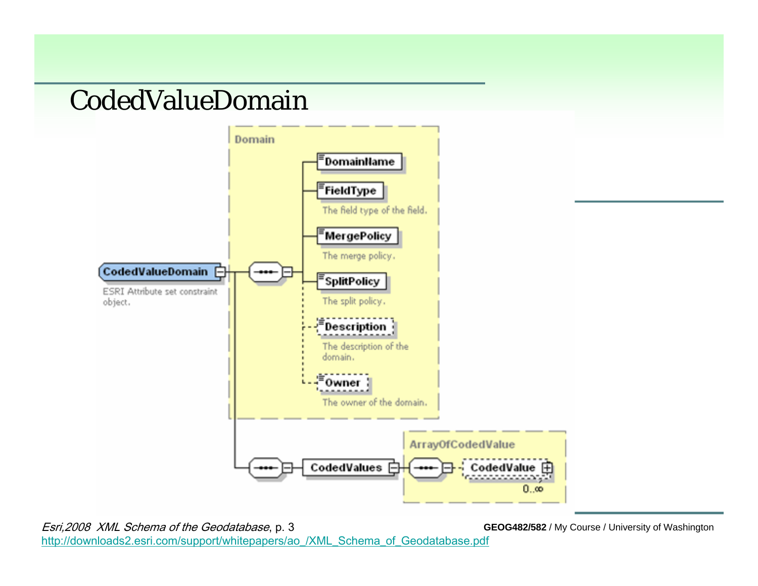# CodedValueDomain

Domain

- **DomainName**
- **FieldType** — The field type of the field.
- **MergePolicy** — The merge policy.
- **SplitPolicy** — The split policy.
- **Description** — The description of the domain.
- **Owner** — The owner of the domain.

**CodedValueDomain** — ESRI Attribute set constraint object.

**CodedValues**

ArrayOfCodedValue

- **CodedValue** 0..∞

*Esri,2008 XML Schema of the Geodatabase*, p. 3
http://downloads2.esri.com/support/whitepapers/ao_/XML_Schema_of_Geodatabase.pdf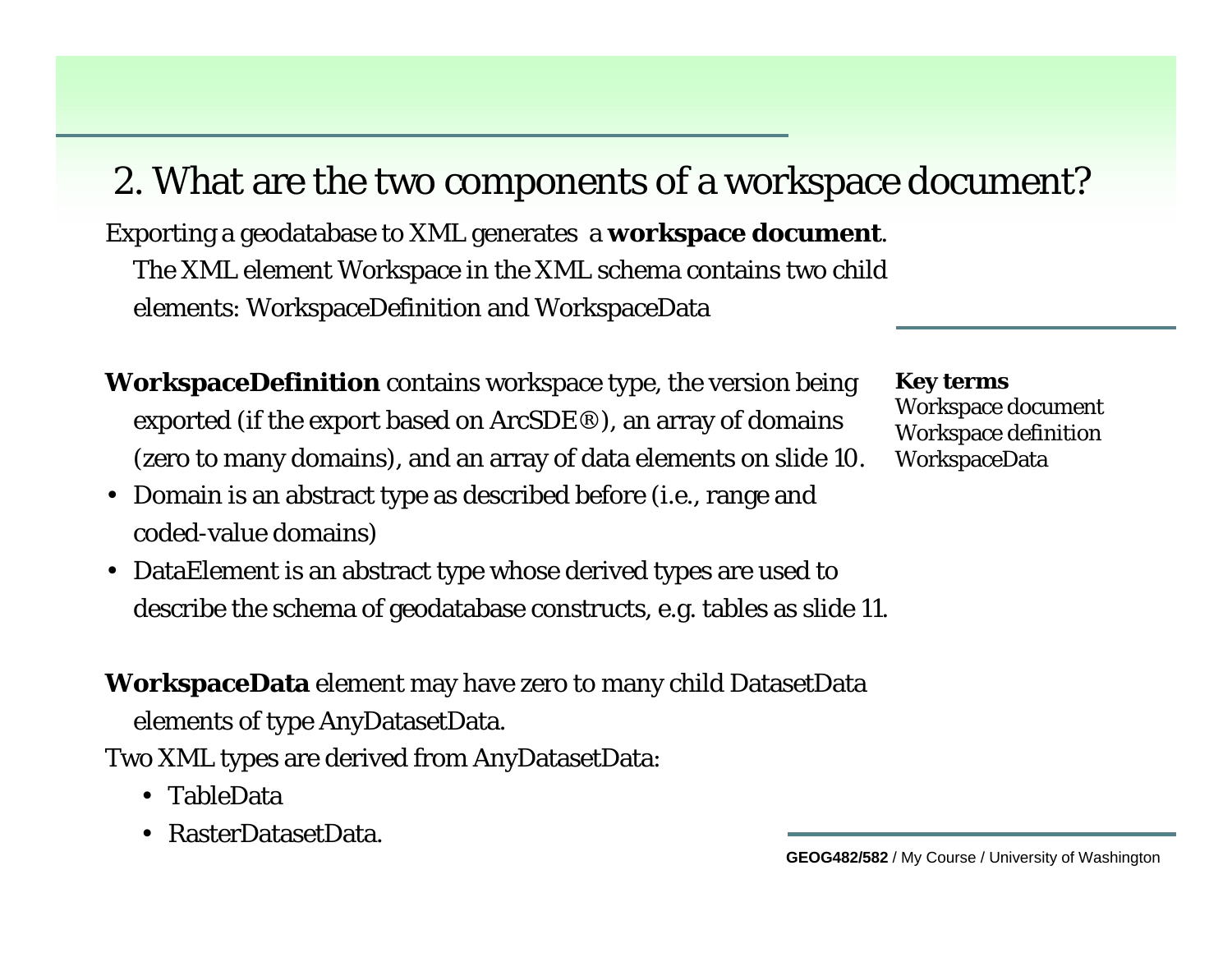# 2. What are the two components of a workspace document?

Exporting a geodatabase to XML generates a **workspace document**. The XML element Workspace in the XML schema contains two child elements: WorkspaceDefinition and WorkspaceData

**WorkspaceDefinition** contains workspace type, the version being exported (if the export based on ArcSDE®), an array of domains (zero to many domains), and an array of data elements on slide 10.

- Domain is an abstract type as described before (i.e., range and coded-value domains)
- DataElement is an abstract type whose derived types are used to describe the schema of geodatabase constructs, e.g. tables as slide 11.

**WorkspaceData** element may have zero to many child DatasetData elements of type AnyDatasetData.

Two XML types are derived from AnyDatasetData:

- TableData
- RasterDatasetData.

**Key terms**
Workspace document
Workspace definition
WorkspaceData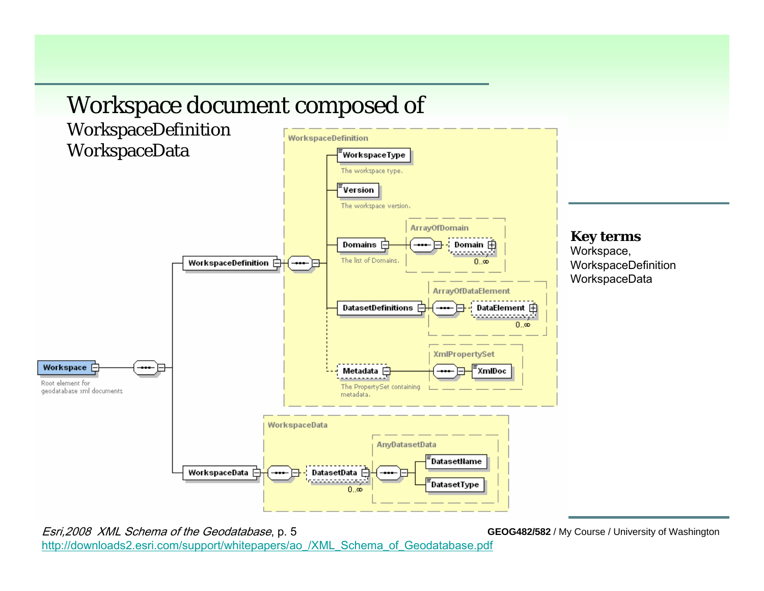# Workspace document composed of

WorkspaceDefinition
WorkspaceData

Workspace — Root element for geodatabase xml documents

WorkspaceDefinition
- WorkspaceType — The workspace type.
- Version — The workspace version.
- Domains — The list of Domains.
  - ArrayOfDomain: Domain 0..∞
- DatasetDefinitions
  - ArrayOfDataElement: DataElement 0..∞
- Metadata — The PropertySet containing metadata.
  - XmlPropertySet: XmlDoc

WorkspaceData
- DatasetData 0..∞
  - AnyDatasetData: DatasetName, DatasetType

**Key terms**
Workspace,
WorkspaceDefinition
WorkspaceData

*Esri,2008 XML Schema of the Geodatabase*, p. 5
http://downloads2.esri.com/support/whitepapers/ao_/XML_Schema_of_Geodatabase.pdf

**GEOG482/582** / My Course / University of Washington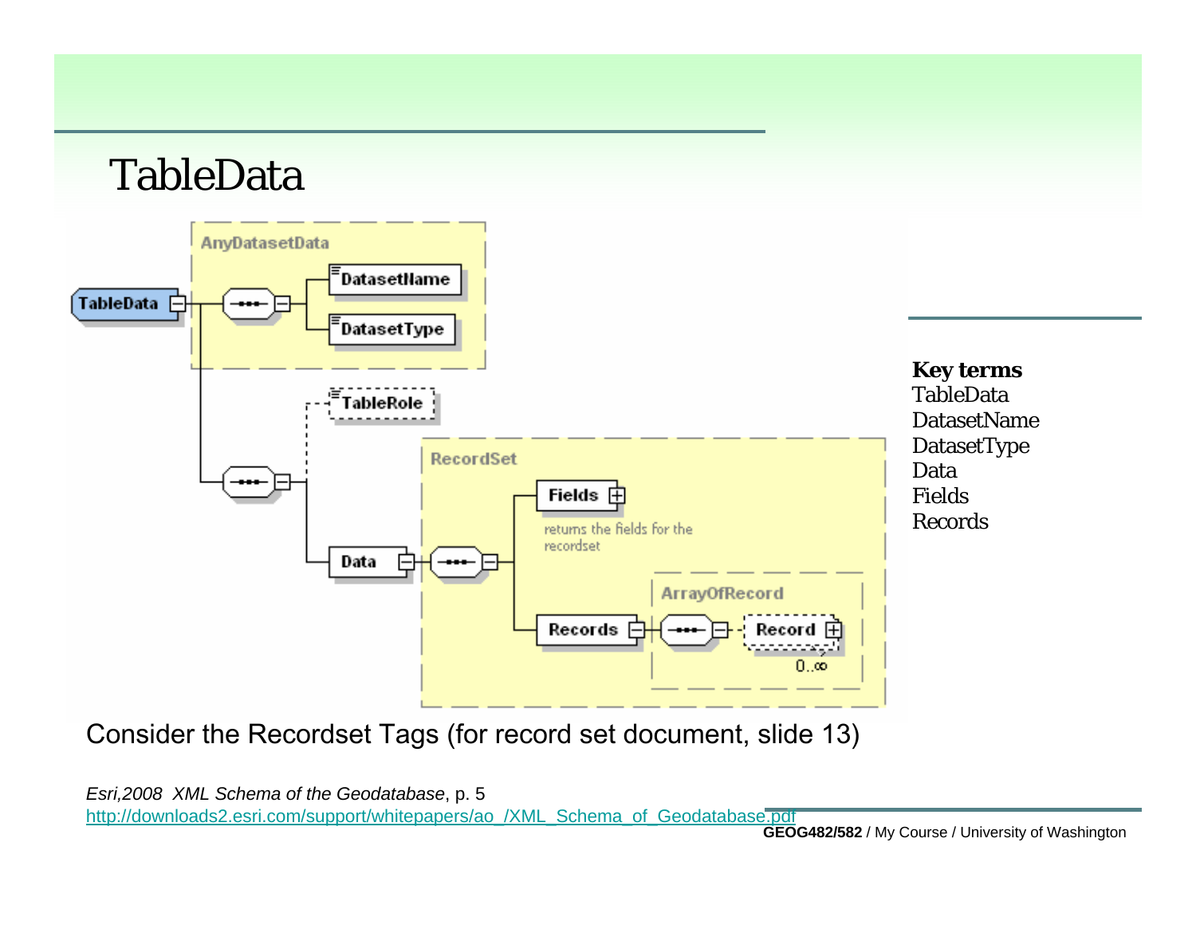# TableData

AnyDatasetData

TableData

DatasetName

DatasetType

TableRole

RecordSet

Fields

returns the fields for the recordset

Data

ArrayOfRecord

Records

Record

0..∞

**Key terms**

TableData
DatasetName
DatasetType
Data
Fields
Records

Consider the Recordset Tags (for record set document, slide 13)

*Esri,2008 XML Schema of the Geodatabase*, p. 5
http://downloads2.esri.com/support/whitepapers/ao_/XML_Schema_of_Geodatabase.pdf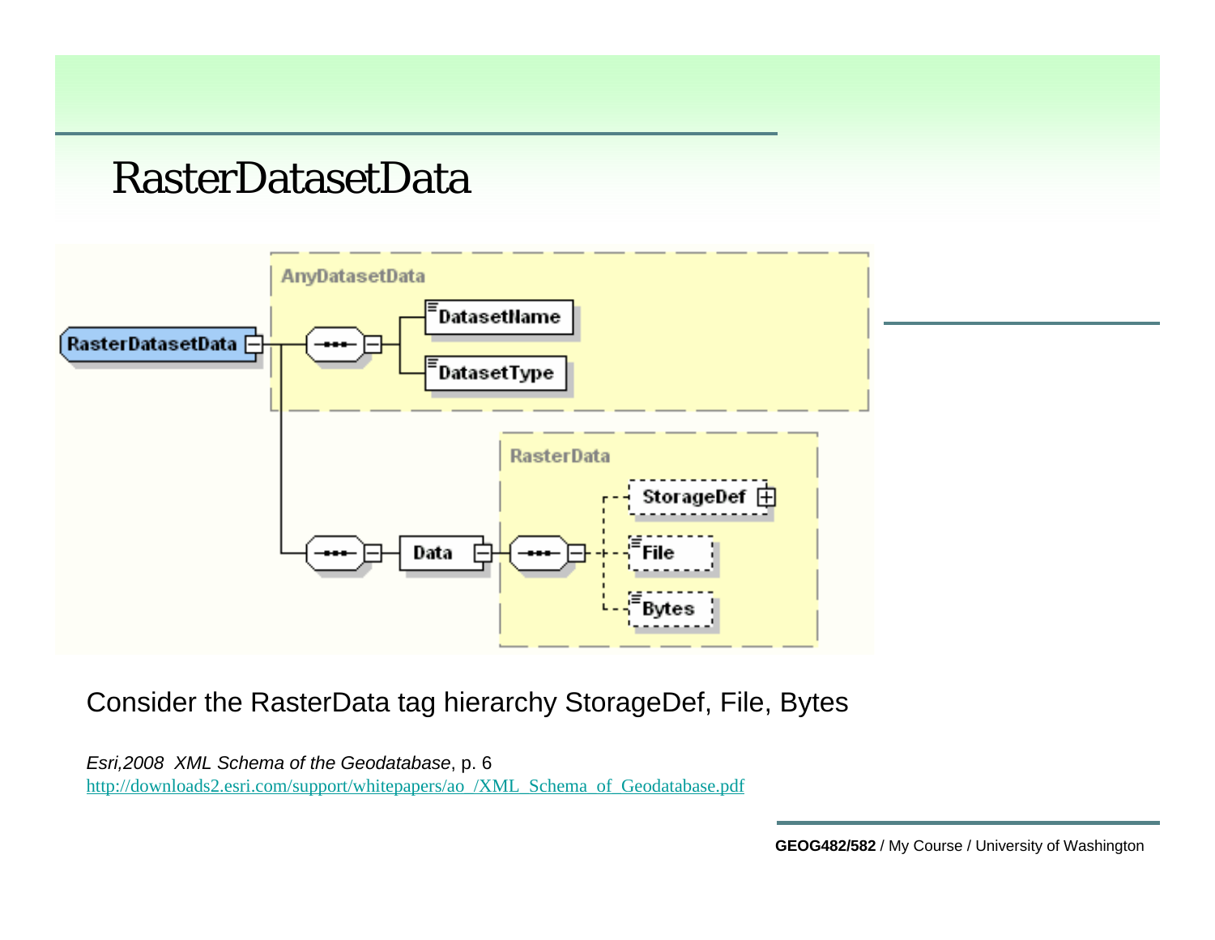# RasterDatasetData

Consider the RasterData tag hierarchy StorageDef, File, Bytes

*Esri,2008 XML Schema of the Geodatabase*, p. 6
http://downloads2.esri.com/support/whitepapers/ao_/XML_Schema_of_Geodatabase.pdf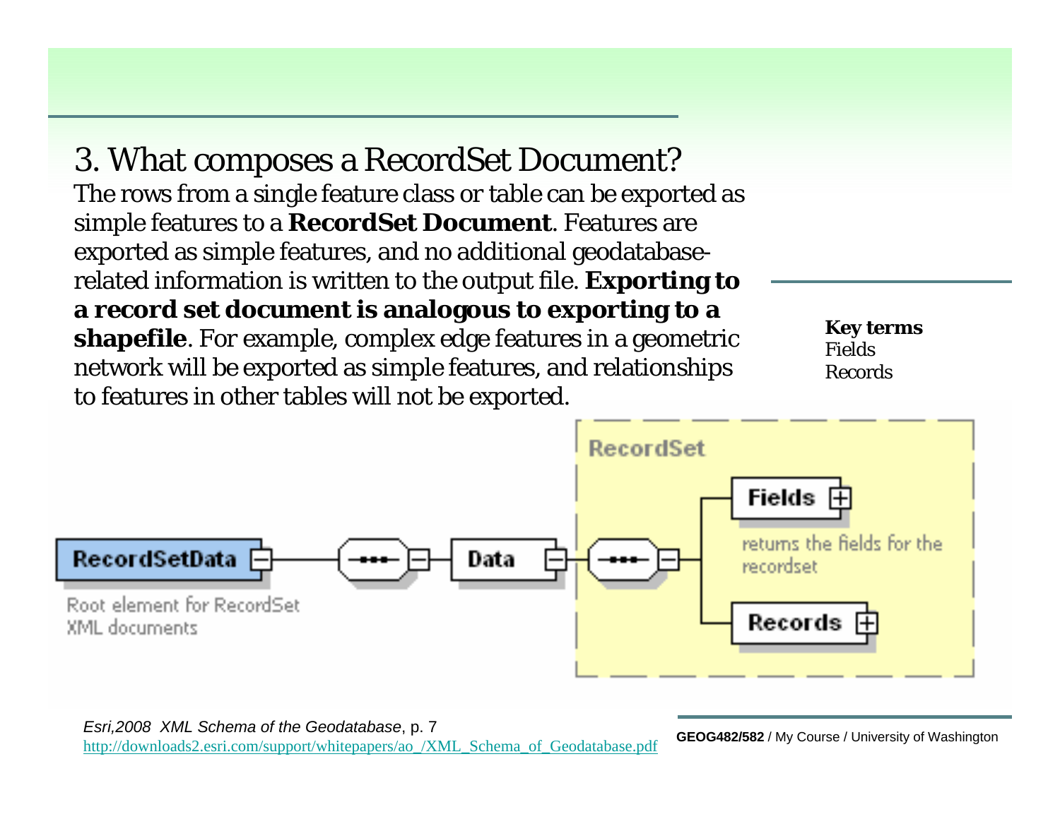# 3. What composes a RecordSet Document?

The rows from a single feature class or table can be exported as simple features to a **RecordSet Document**. Features are exported as simple features, and no additional geodatabase-related information is written to the output file. **Exporting to a record set document is analogous to exporting to a shapefile**. For example, complex edge features in a geometric network will be exported as simple features, and relationships to features in other tables will not be exported.

**Key terms**
Fields
Records

RecordSetData — Root element for RecordSet XML documents

Data

RecordSet

Fields — returns the fields for the recordset

Records

*Esri,2008 XML Schema of the Geodatabase*, p. 7
http://downloads2.esri.com/support/whitepapers/ao_/XML_Schema_of_Geodatabase.pdf

**GEOG482/582** / My Course / University of Washington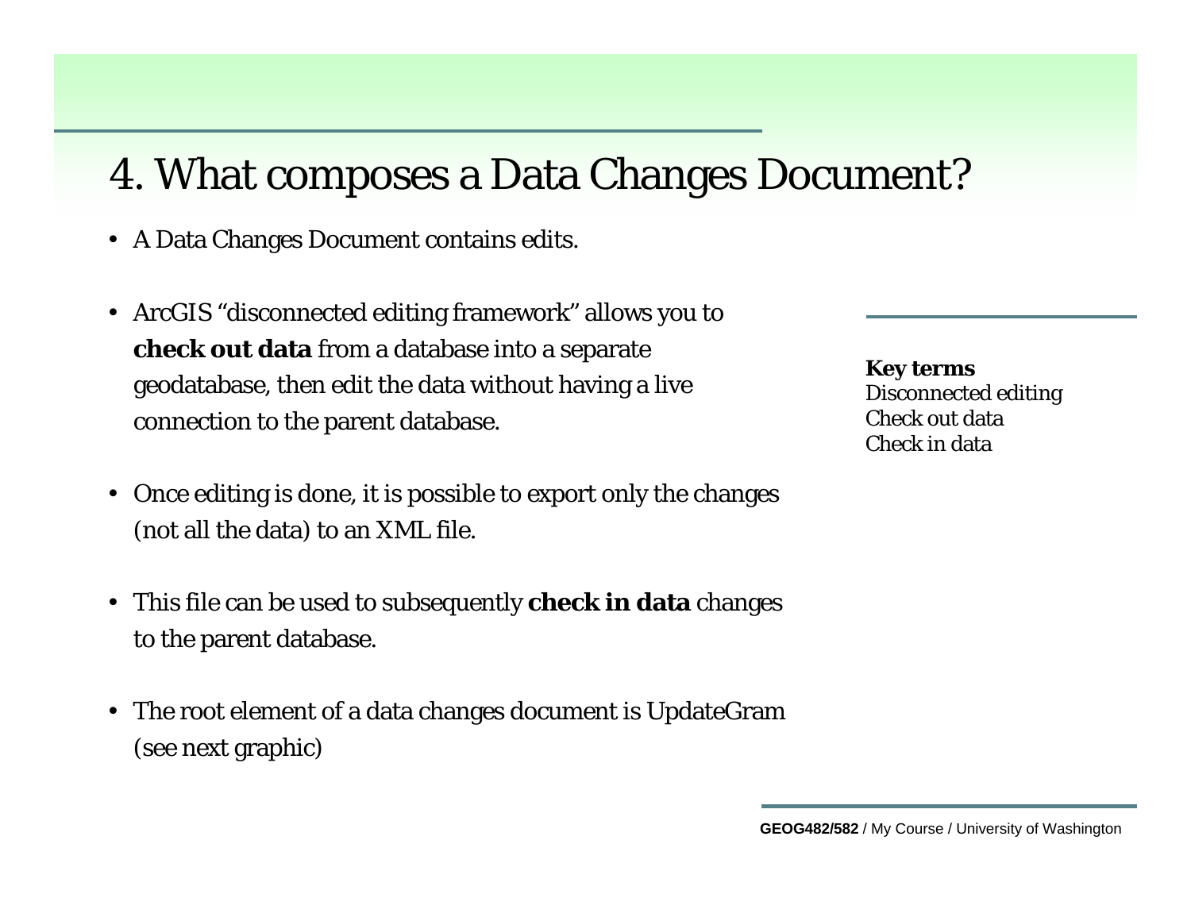# 4. What composes a Data Changes Document?

- A Data Changes Document contains edits.
- ArcGIS “disconnected editing framework” allows you to **check out data** from a database into a separate geodatabase, then edit the data without having a live connection to the parent database.
- Once editing is done, it is possible to export only the changes (not all the data) to an XML file.
- This file can be used to subsequently **check in data** changes to the parent database.
- The root element of a data changes document is UpdateGram (see next graphic)

**Key terms**
Disconnected editing
Check out data
Check in data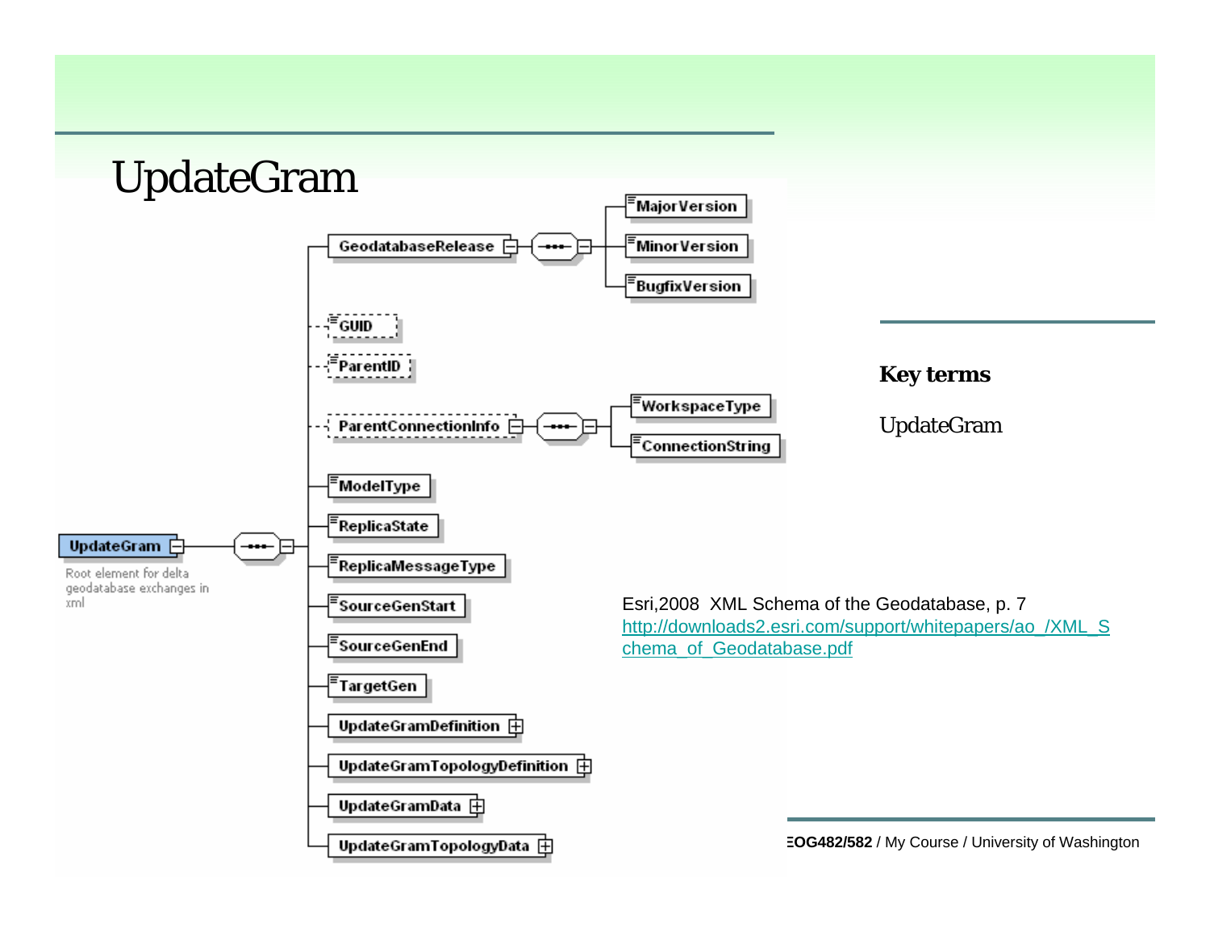# UpdateGram

UpdateGram

Root element for delta geodatabase exchanges in xml

- GeodatabaseRelease
  - MajorVersion
  - MinorVersion
  - BugfixVersion
- GUID
- ParentID
- ParentConnectionInfo
  - WorkspaceType
  - ConnectionString
- ModelType
- ReplicaState
- ReplicaMessageType
- SourceGenStart
- SourceGenEnd
- TargetGen
- UpdateGramDefinition
- UpdateGramTopologyDefinition
- UpdateGramData
- UpdateGramTopologyData

**Key terms**

UpdateGram

Esri,2008 XML Schema of the Geodatabase, p. 7
http://downloads2.esri.com/support/whitepapers/ao_/XML_Schema_of_Geodatabase.pdf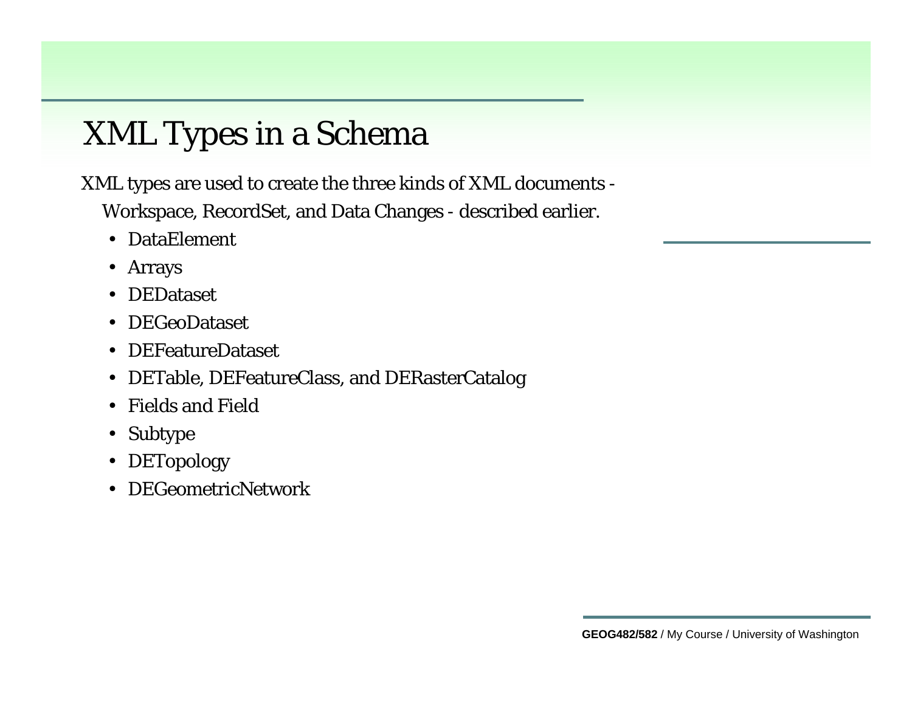# XML Types in a Schema

XML types are used to create the three kinds of XML documents - Workspace, RecordSet, and Data Changes - described earlier.

- DataElement
- Arrays
- DEDataset
- DEGeoDataset
- DEFeatureDataset
- DETable, DEFeatureClass, and DERasterCatalog
- Fields and Field
- Subtype
- DETopology
- DEGeometricNetwork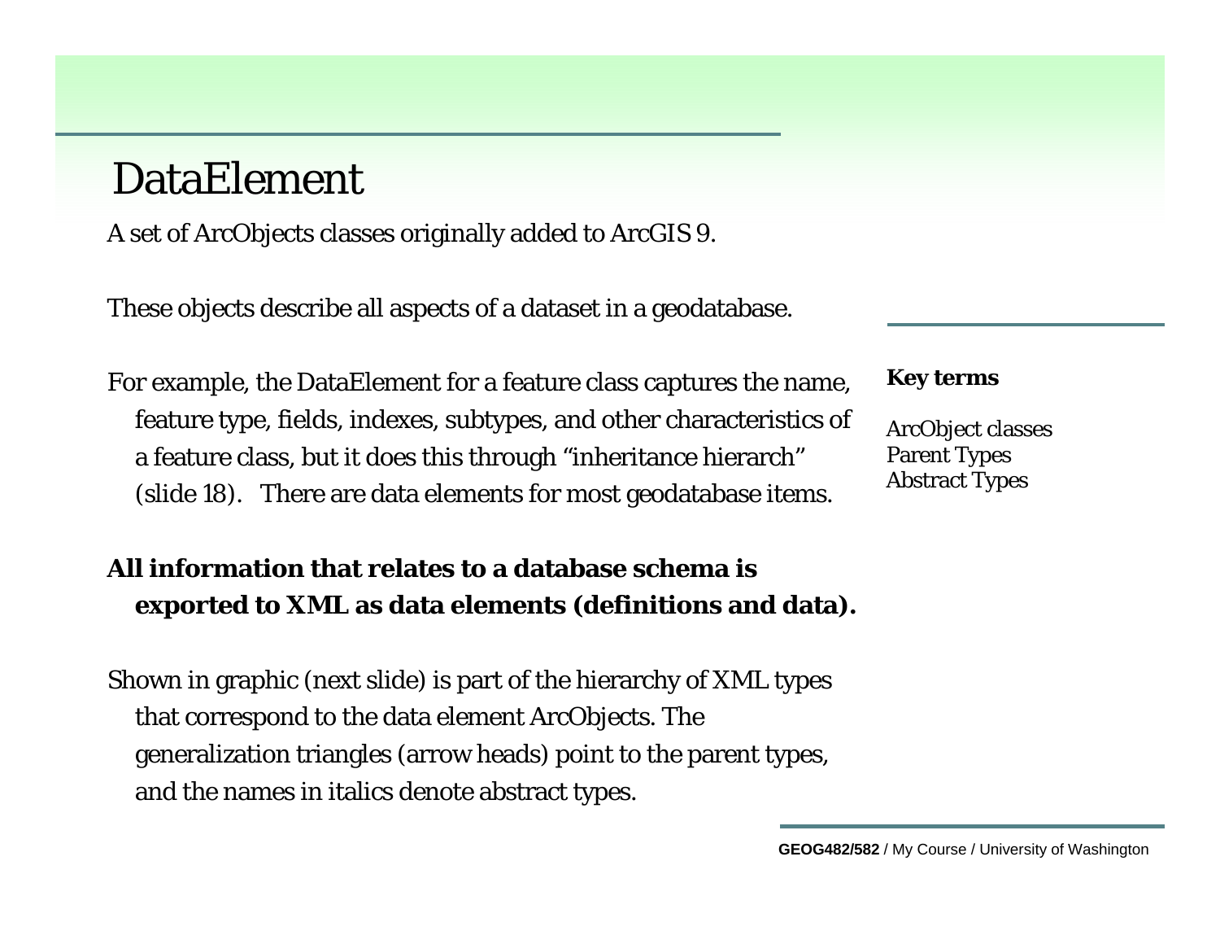# DataElement

A set of ArcObjects classes originally added to ArcGIS 9.

These objects describe all aspects of a dataset in a geodatabase.

For example, the DataElement for a feature class captures the name, feature type, fields, indexes, subtypes, and other characteristics of a feature class, but it does this through “inheritance hierarch” (slide 18). There are data elements for most geodatabase items.

**All information that relates to a database schema is exported to XML as data elements (definitions and data).**

Shown in graphic (next slide) is part of the hierarchy of XML types that correspond to the data element ArcObjects. The generalization triangles (arrow heads) point to the parent types, and the names in italics denote abstract types.

**Key terms**

ArcObject classes
Parent Types
Abstract Types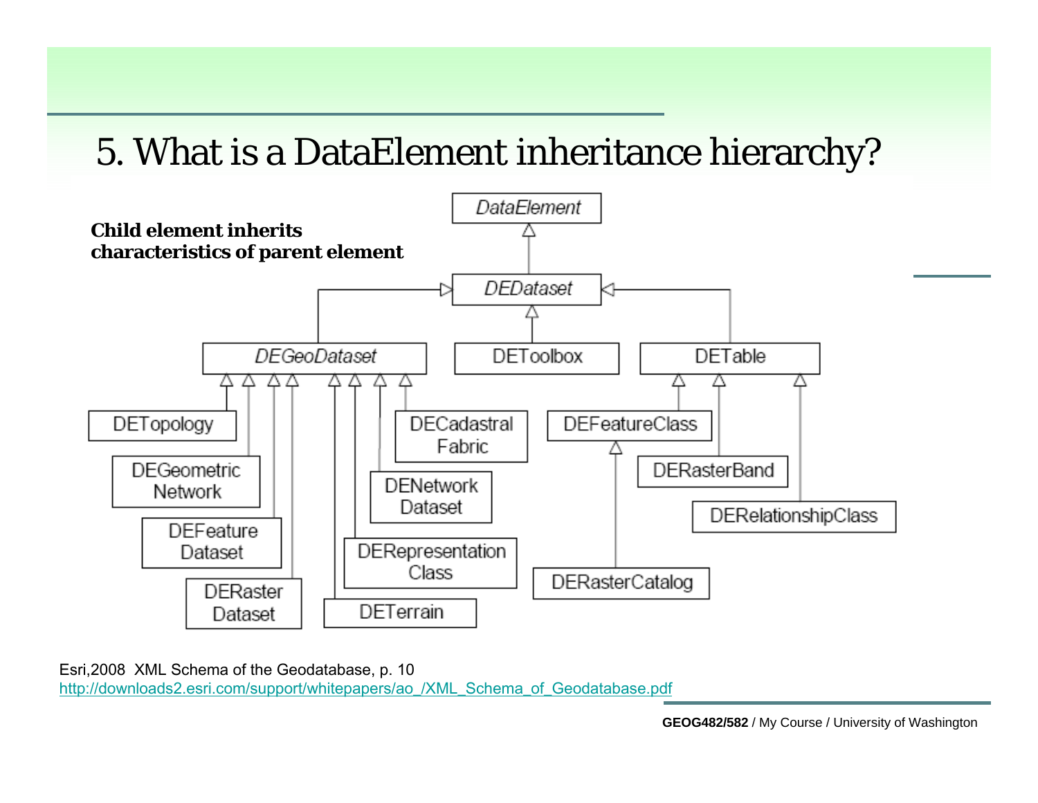# 5. What is a DataElement inheritance hierarchy?

**Child element inherits characteristics of parent element**

*DataElement*

*DEDataset*

*DEGeoDataset* | DEToolbox | DETable

DETopology

DEGeometric Network

DEFeature Dataset

DERaster Dataset

DECadastral Fabric

DENetwork Dataset

DERepresentation Class

DETerrain

DEFeatureClass

DERasterCatalog

DERasterBand

DERelationshipClass

Esri,2008 XML Schema of the Geodatabase, p. 10
http://downloads2.esri.com/support/whitepapers/ao_/XML_Schema_of_Geodatabase.pdf

**GEOG482/582** / My Course / University of Washington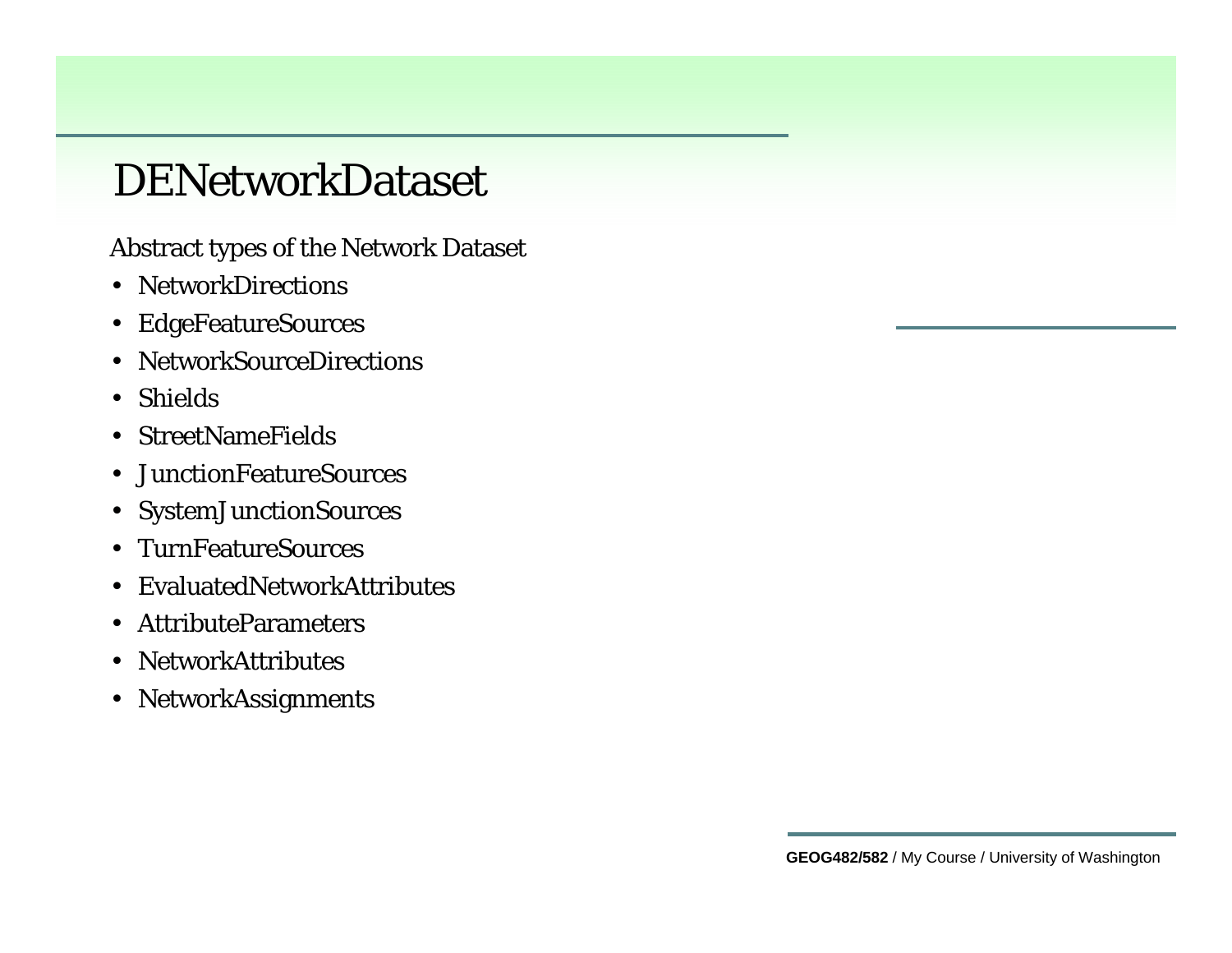# DENetworkDataset

Abstract types of the Network Dataset

- NetworkDirections
- EdgeFeatureSources
- NetworkSourceDirections
- Shields
- StreetNameFields
- JunctionFeatureSources
- SystemJunctionSources
- TurnFeatureSources
- EvaluatedNetworkAttributes
- AttributeParameters
- NetworkAttributes
- NetworkAssignments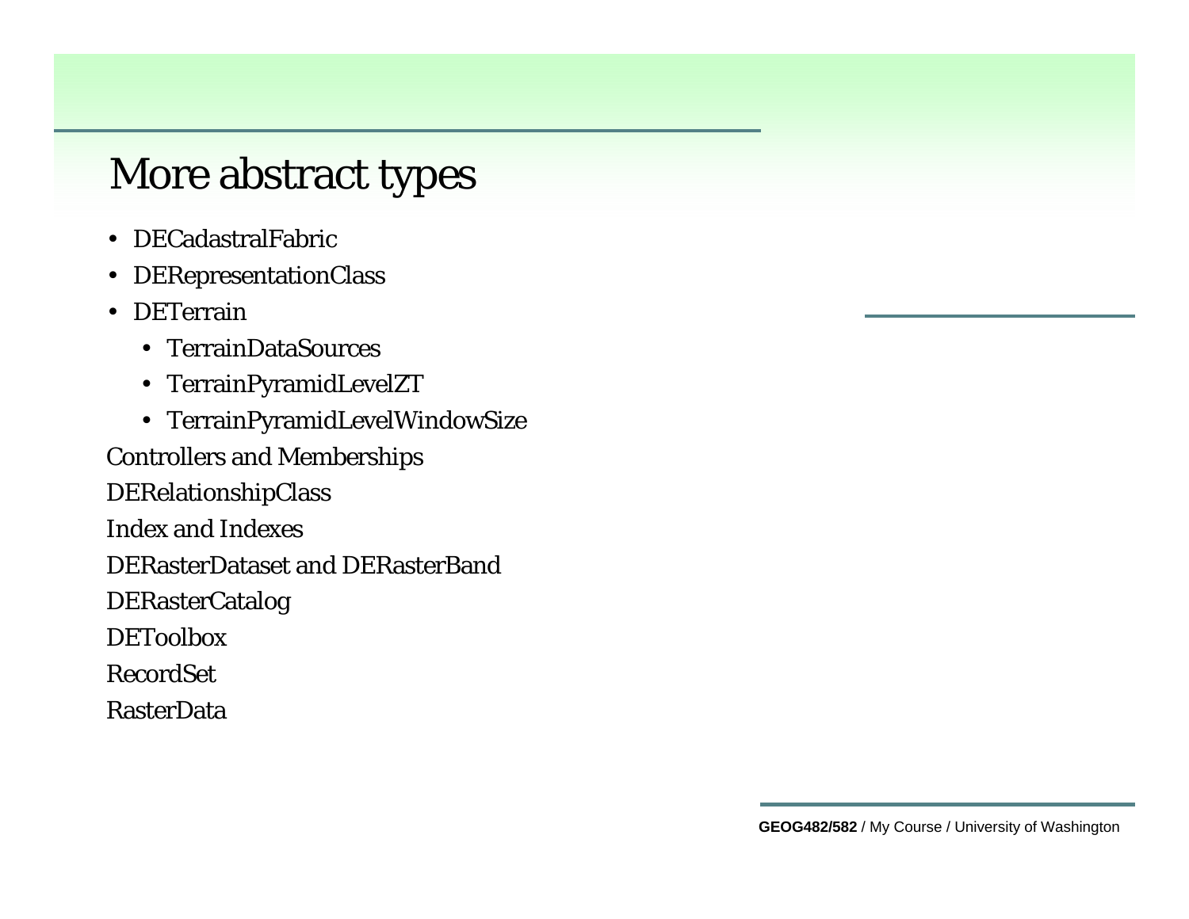# More abstract types

- DECadastralFabric
- DERepresentationClass
- DETerrain
  - TerrainDataSources
  - TerrainPyramidLevelZT
  - TerrainPyramidLevelWindowSize

Controllers and Memberships

DERelationshipClass

Index and Indexes

DERasterDataset and DERasterBand

DERasterCatalog

DEToolbox

RecordSet

RasterData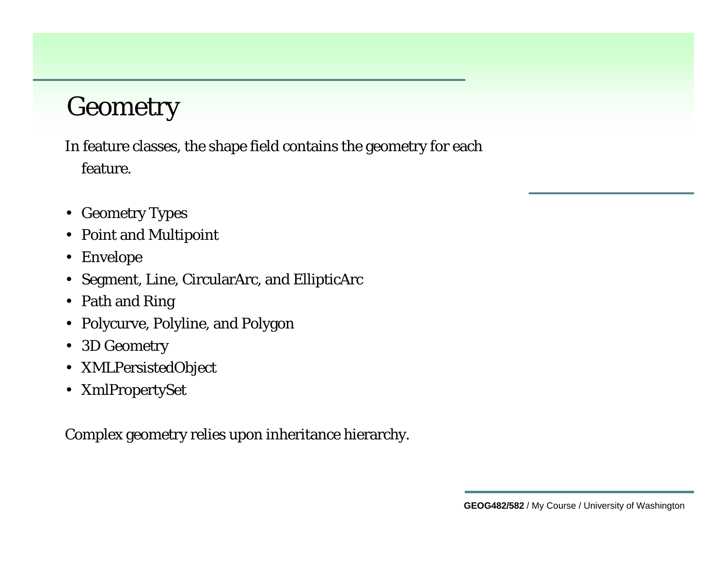# Geometry

In feature classes, the shape field contains the geometry for each feature.

- Geometry Types
- Point and Multipoint
- Envelope
- Segment, Line, CircularArc, and EllipticArc
- Path and Ring
- Polycurve, Polyline, and Polygon
- 3D Geometry
- XMLPersistedObject
- XmlPropertySet

Complex geometry relies upon inheritance hierarchy.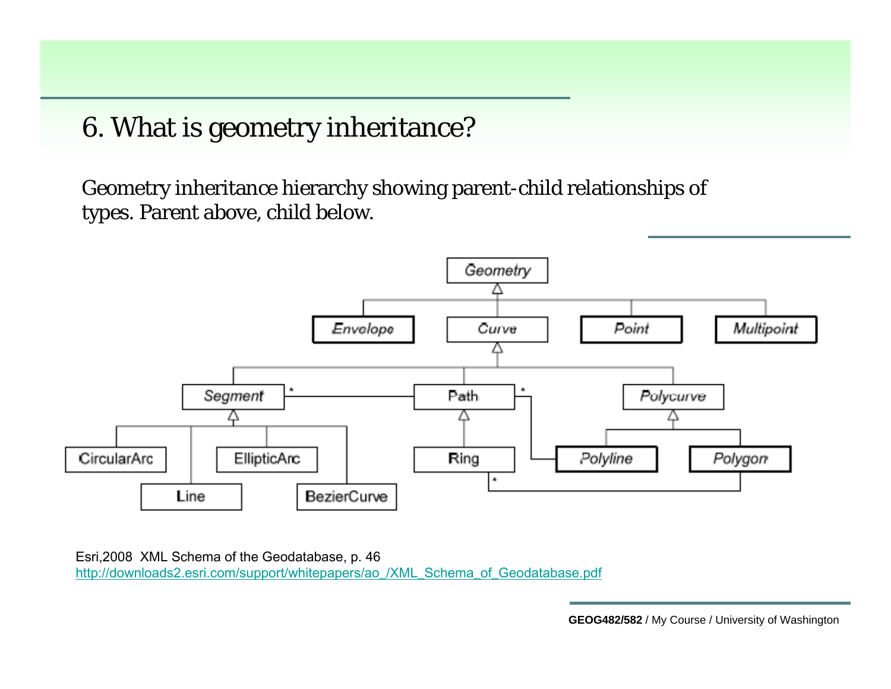# 6. What is geometry inheritance?

Geometry inheritance hierarchy showing parent-child relationships of types. Parent above, child below.

Geometry

Envelope | Curve | Point | Multipoint

Segment | Path | Polycurve

CircularArc | Line | EllipticArc | BezierCurve | Ring | Polyline | Polygon

Esri,2008 XML Schema of the Geodatabase, p. 46
[http://downloads2.esri.com/support/whitepapers/ao_/XML_Schema_of_Geodatabase.pdf](http://downloads2.esri.com/support/whitepapers/ao_/XML_Schema_of_Geodatabase.pdf)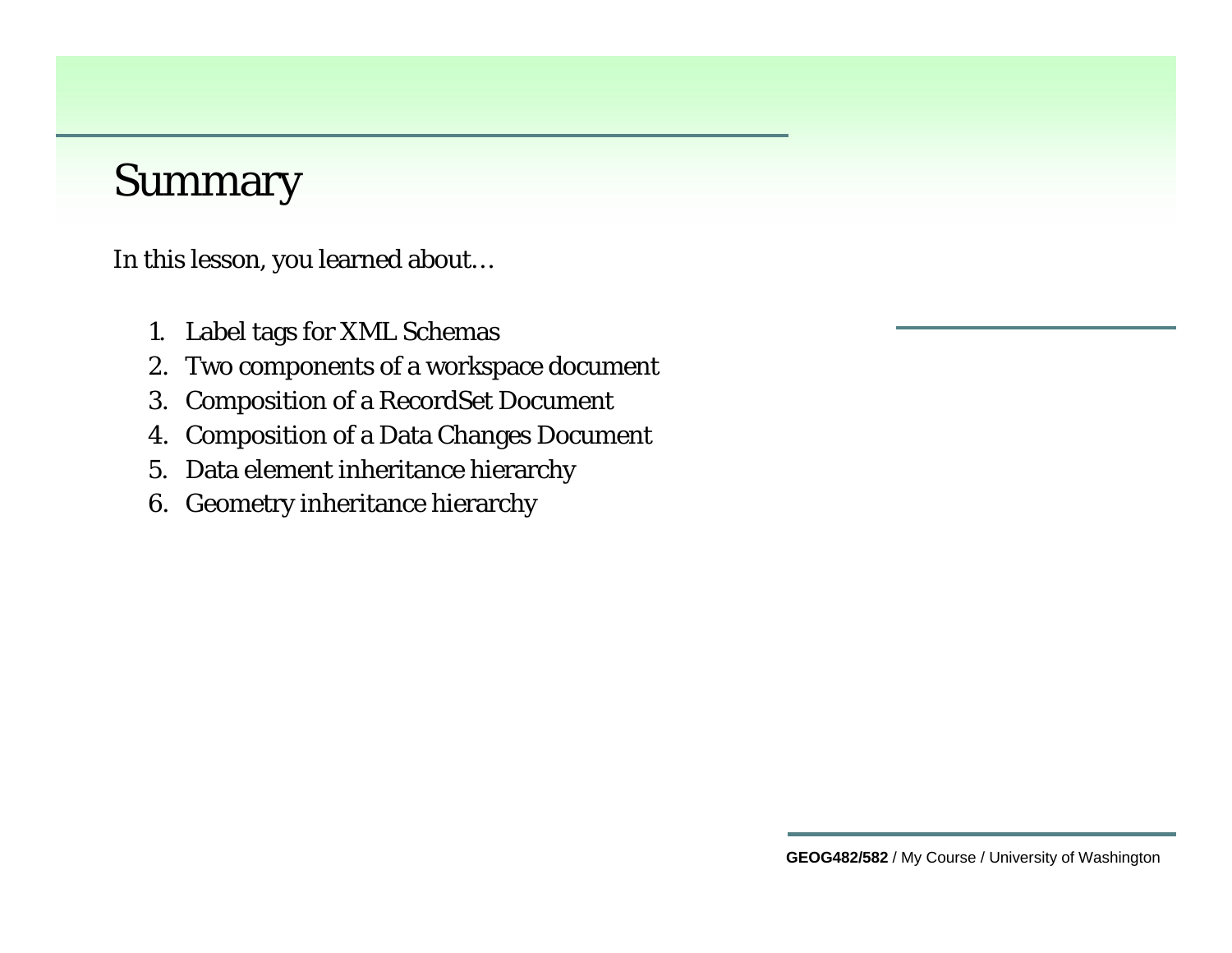# Summary

In this lesson, you learned about…

1. Label tags for XML Schemas
2. Two components of a workspace document
3. Composition of a RecordSet Document
4. Composition of a Data Changes Document
5. Data element inheritance hierarchy
6. Geometry inheritance hierarchy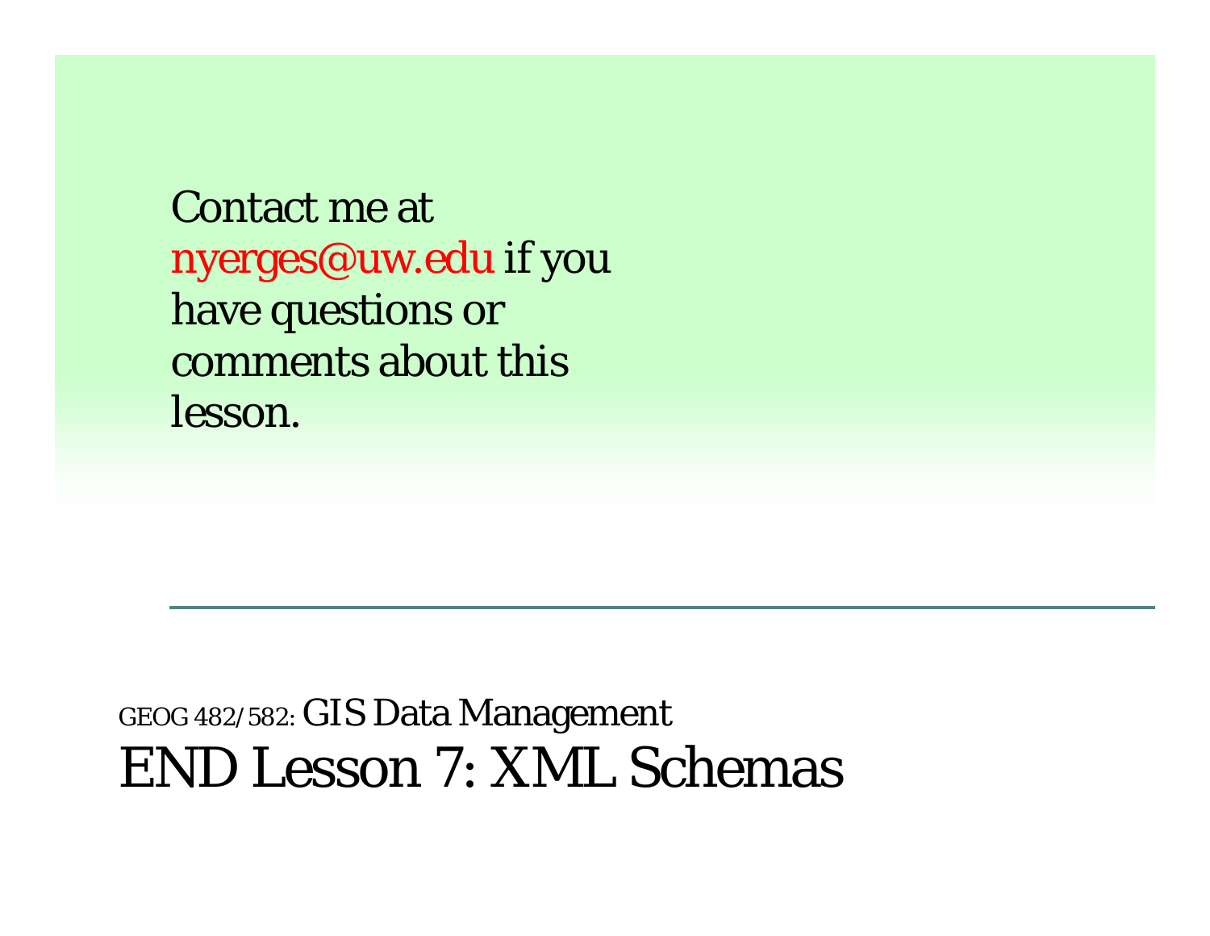Contact me at nyerges@uw.edu if you have questions or comments about this lesson.

GEOG 482/582: GIS Data Management

# END Lesson 7: XML Schemas